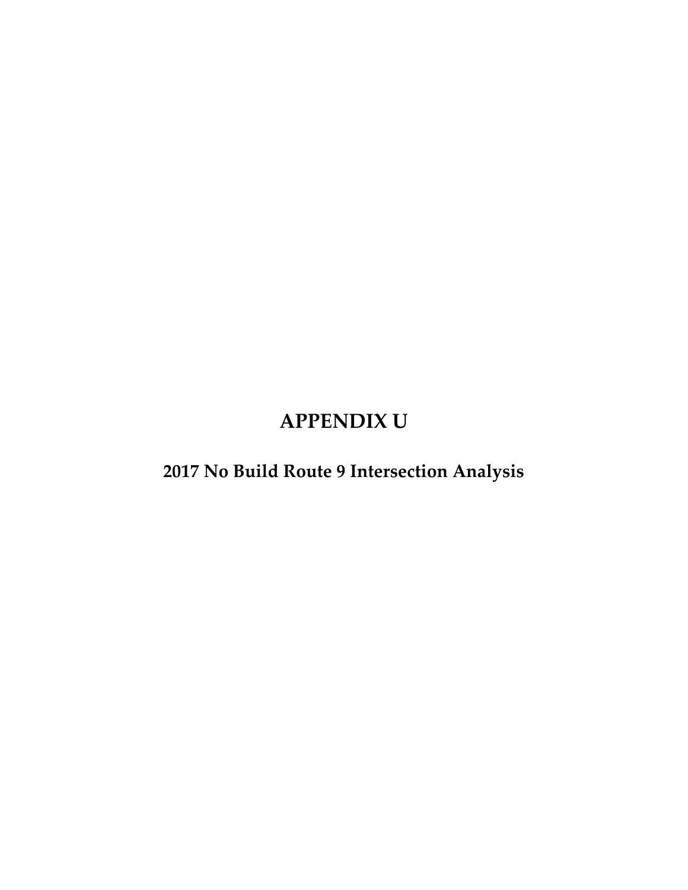# APPENDIX U

## 2017 No Build Route 9 Intersection Analysis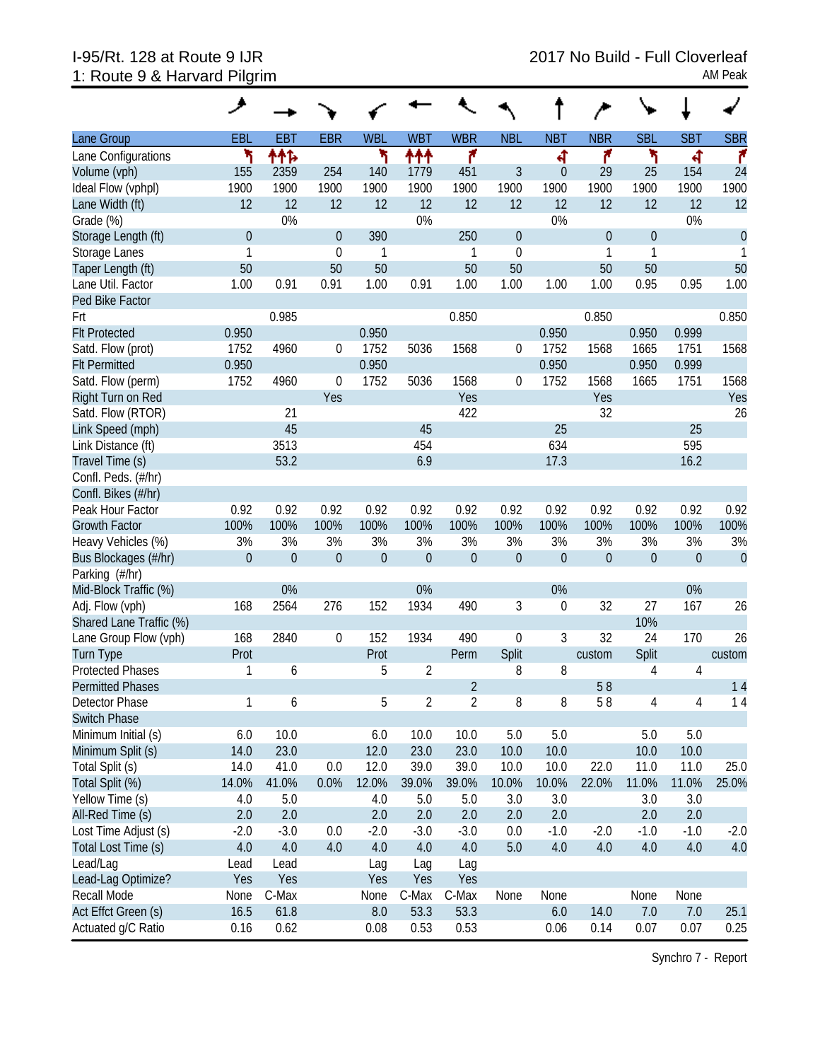I-95/Rt. 128 at Route 9 IJR
1: Route 9 & Harvard Pilgrim

2017 No Build - Full Cloverleaf
AM Peak

| Lane Group | EBL | EBT | EBR | WBL | WBT | WBR | NBL | NBT | NBR | SBL | SBT | SBR |
|---|---|---|---|---|---|---|---|---|---|---|---|---|
| Lane Configurations | | | | | | | | | | | | |
| Volume (vph) | 155 | 2359 | 254 | 140 | 1779 | 451 | 3 | 0 | 29 | 25 | 154 | 24 |
| Ideal Flow (vphpl) | 1900 | 1900 | 1900 | 1900 | 1900 | 1900 | 1900 | 1900 | 1900 | 1900 | 1900 | 1900 |
| Lane Width (ft) | 12 | 12 | 12 | 12 | 12 | 12 | 12 | 12 | 12 | 12 | 12 | 12 |
| Grade (%) | | 0% | | | 0% | | | 0% | | | 0% | |
| Storage Length (ft) | 0 | | 0 | 390 | | 250 | 0 | | 0 | 0 | | 0 |
| Storage Lanes | 1 | | 0 | 1 | | 1 | 0 | | 1 | 1 | | 1 |
| Taper Length (ft) | 50 | | 50 | 50 | | 50 | 50 | | 50 | 50 | | 50 |
| Lane Util. Factor | 1.00 | 0.91 | 0.91 | 1.00 | 0.91 | 1.00 | 1.00 | 1.00 | 1.00 | 0.95 | 0.95 | 1.00 |
| Ped Bike Factor | | | | | | | | | | | | |
| Frt | | 0.985 | | | | 0.850 | | | 0.850 | | | 0.850 |
| Flt Protected | 0.950 | | | 0.950 | | | | 0.950 | | 0.950 | 0.999 | |
| Satd. Flow (prot) | 1752 | 4960 | 0 | 1752 | 5036 | 1568 | 0 | 1752 | 1568 | 1665 | 1751 | 1568 |
| Flt Permitted | 0.950 | | | 0.950 | | | | 0.950 | | 0.950 | 0.999 | |
| Satd. Flow (perm) | 1752 | 4960 | 0 | 1752 | 5036 | 1568 | 0 | 1752 | 1568 | 1665 | 1751 | 1568 |
| Right Turn on Red | | | Yes | | | Yes | | | Yes | | | Yes |
| Satd. Flow (RTOR) | | 21 | | | | 422 | | | 32 | | | 26 |
| Link Speed (mph) | | 45 | | | 45 | | | 25 | | | 25 | |
| Link Distance (ft) | | 3513 | | | 454 | | | 634 | | | 595 | |
| Travel Time (s) | | 53.2 | | | 6.9 | | | 17.3 | | | 16.2 | |
| Confl. Peds. (#/hr) | | | | | | | | | | | | |
| Confl. Bikes (#/hr) | | | | | | | | | | | | |
| Peak Hour Factor | 0.92 | 0.92 | 0.92 | 0.92 | 0.92 | 0.92 | 0.92 | 0.92 | 0.92 | 0.92 | 0.92 | 0.92 |
| Growth Factor | 100% | 100% | 100% | 100% | 100% | 100% | 100% | 100% | 100% | 100% | 100% | 100% |
| Heavy Vehicles (%) | 3% | 3% | 3% | 3% | 3% | 3% | 3% | 3% | 3% | 3% | 3% | 3% |
| Bus Blockages (#/hr) | 0 | 0 | 0 | 0 | 0 | 0 | 0 | 0 | 0 | 0 | 0 | 0 |
| Parking (#/hr) | | | | | | | | | | | | |
| Mid-Block Traffic (%) | | 0% | | | 0% | | | 0% | | | 0% | |
| Adj. Flow (vph) | 168 | 2564 | 276 | 152 | 1934 | 490 | 3 | 0 | 32 | 27 | 167 | 26 |
| Shared Lane Traffic (%) | | | | | | | | | | 10% | | |
| Lane Group Flow (vph) | 168 | 2840 | 0 | 152 | 1934 | 490 | 0 | 3 | 32 | 24 | 170 | 26 |
| Turn Type | Prot | | | Prot | | Perm | Split | | custom | Split | | custom |
| Protected Phases | 1 | 6 | | 5 | 2 | | 8 | 8 | | 4 | 4 | |
| Permitted Phases | | | | | | 2 | | | 5 8 | | | 1 4 |
| Detector Phase | 1 | 6 | | 5 | 2 | 2 | 8 | 8 | 5 8 | 4 | 4 | 1 4 |
| Switch Phase | | | | | | | | | | | | |
| Minimum Initial (s) | 6.0 | 10.0 | | 6.0 | 10.0 | 10.0 | 5.0 | 5.0 | | 5.0 | 5.0 | |
| Minimum Split (s) | 14.0 | 23.0 | | 12.0 | 23.0 | 23.0 | 10.0 | 10.0 | | 10.0 | 10.0 | |
| Total Split (s) | 14.0 | 41.0 | 0.0 | 12.0 | 39.0 | 39.0 | 10.0 | 10.0 | 22.0 | 11.0 | 11.0 | 25.0 |
| Total Split (%) | 14.0% | 41.0% | 0.0% | 12.0% | 39.0% | 39.0% | 10.0% | 10.0% | 22.0% | 11.0% | 11.0% | 25.0% |
| Yellow Time (s) | 4.0 | 5.0 | | 4.0 | 5.0 | 5.0 | 3.0 | 3.0 | | 3.0 | 3.0 | |
| All-Red Time (s) | 2.0 | 2.0 | | 2.0 | 2.0 | 2.0 | 2.0 | 2.0 | | 2.0 | 2.0 | |
| Lost Time Adjust (s) | -2.0 | -3.0 | 0.0 | -2.0 | -3.0 | -3.0 | 0.0 | -1.0 | -2.0 | -1.0 | -1.0 | -2.0 |
| Total Lost Time (s) | 4.0 | 4.0 | 4.0 | 4.0 | 4.0 | 4.0 | 5.0 | 4.0 | 4.0 | 4.0 | 4.0 | 4.0 |
| Lead/Lag | Lead | Lead | | Lag | Lag | Lag | | | | | | |
| Lead-Lag Optimize? | Yes | Yes | | Yes | Yes | Yes | | | | | | |
| Recall Mode | None | C-Max | | None | C-Max | C-Max | None | None | | None | None | |
| Act Effct Green (s) | 16.5 | 61.8 | | 8.0 | 53.3 | 53.3 | | 6.0 | 14.0 | 7.0 | 7.0 | 25.1 |
| Actuated g/C Ratio | 0.16 | 0.62 | | 0.08 | 0.53 | 0.53 | | 0.06 | 0.14 | 0.07 | 0.07 | 0.25 |

Synchro 7 - Report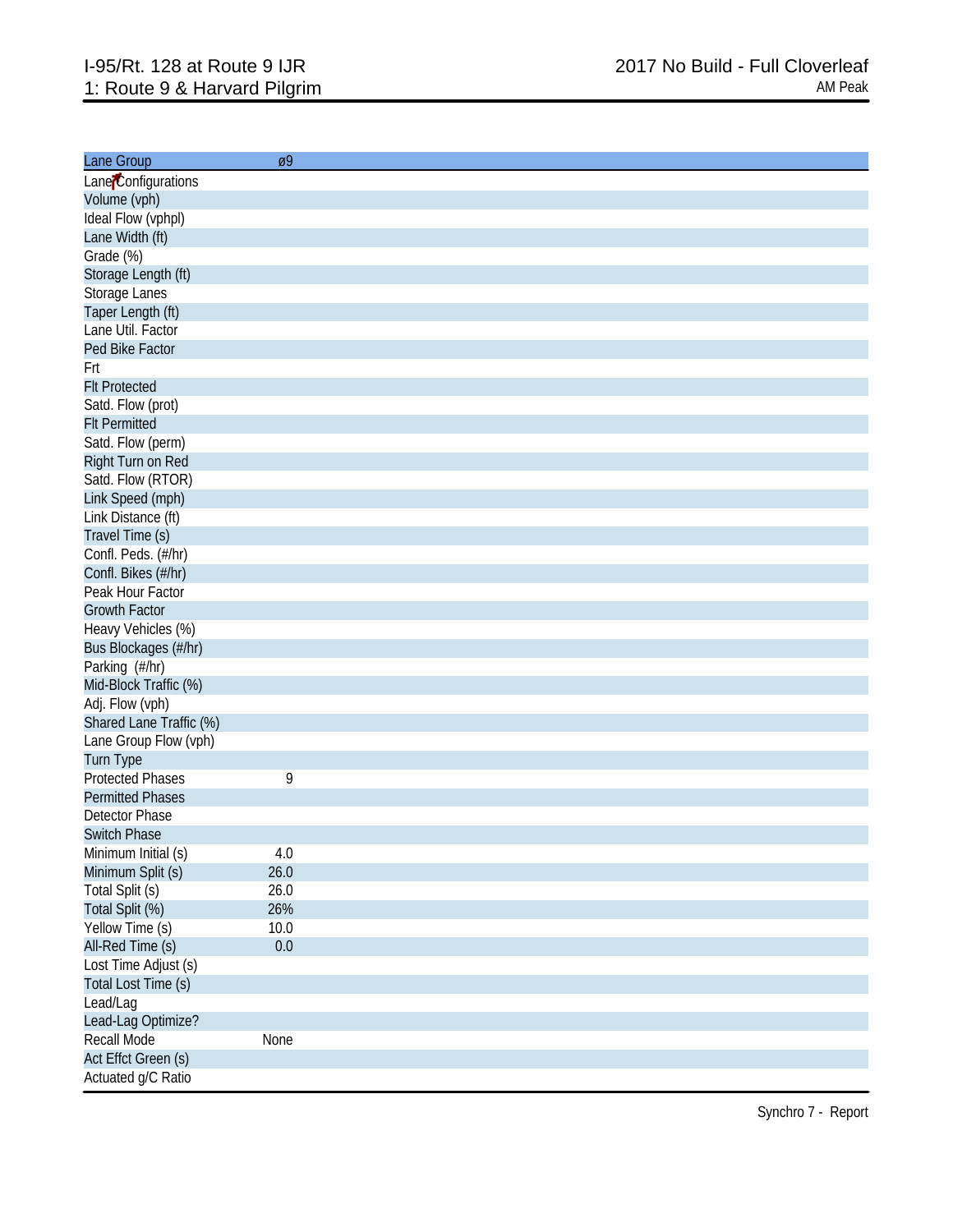# I-95/Rt. 128 at Route 9 IJR
## 1: Route 9 & Harvard Pilgrim

2017 No Build - Full Cloverleaf
AM Peak

| Lane Group | ø9 |
|---|---|
| Lane Configurations | |
| Volume (vph) | |
| Ideal Flow (vphpl) | |
| Lane Width (ft) | |
| Grade (%) | |
| Storage Length (ft) | |
| Storage Lanes | |
| Taper Length (ft) | |
| Lane Util. Factor | |
| Ped Bike Factor | |
| Frt | |
| Flt Protected | |
| Satd. Flow (prot) | |
| Flt Permitted | |
| Satd. Flow (perm) | |
| Right Turn on Red | |
| Satd. Flow (RTOR) | |
| Link Speed (mph) | |
| Link Distance (ft) | |
| Travel Time (s) | |
| Confl. Peds. (#/hr) | |
| Confl. Bikes (#/hr) | |
| Peak Hour Factor | |
| Growth Factor | |
| Heavy Vehicles (%) | |
| Bus Blockages (#/hr) | |
| Parking (#/hr) | |
| Mid-Block Traffic (%) | |
| Adj. Flow (vph) | |
| Shared Lane Traffic (%) | |
| Lane Group Flow (vph) | |
| Turn Type | |
| Protected Phases | 9 |
| Permitted Phases | |
| Detector Phase | |
| Switch Phase | |
| Minimum Initial (s) | 4.0 |
| Minimum Split (s) | 26.0 |
| Total Split (s) | 26.0 |
| Total Split (%) | 26% |
| Yellow Time (s) | 10.0 |
| All-Red Time (s) | 0.0 |
| Lost Time Adjust (s) | |
| Total Lost Time (s) | |
| Lead/Lag | |
| Lead-Lag Optimize? | |
| Recall Mode | None |
| Act Effct Green (s) | |
| Actuated g/C Ratio | |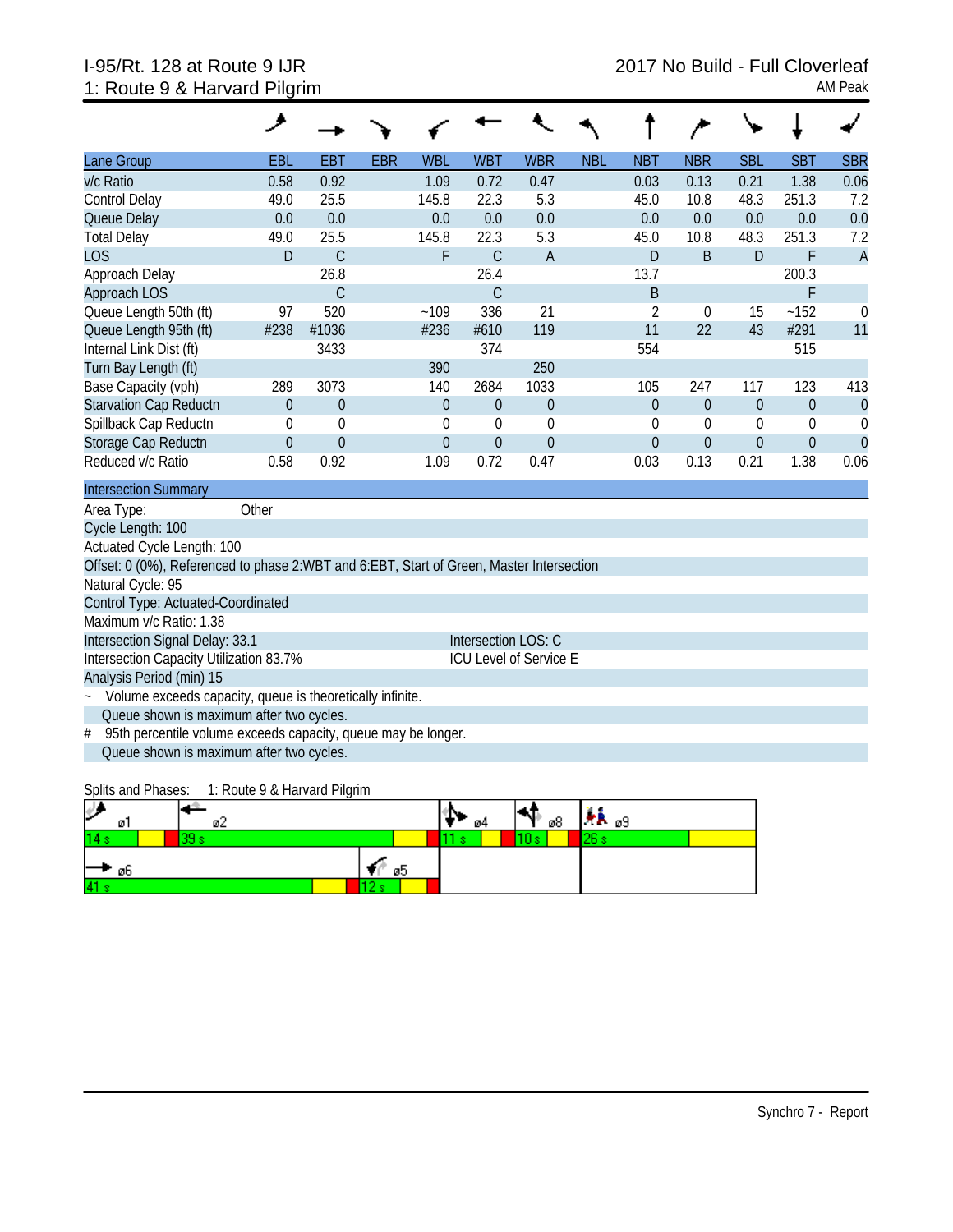I-95/Rt. 128 at Route 9 IJR
1: Route 9 & Harvard Pilgrim

2017 No Build - Full Cloverleaf
AM Peak

| Lane Group | EBL | EBT | EBR | WBL | WBT | WBR | NBL | NBT | NBR | SBL | SBT | SBR |
|---|---|---|---|---|---|---|---|---|---|---|---|---|
| v/c Ratio | 0.58 | 0.92 | | 1.09 | 0.72 | 0.47 | | 0.03 | 0.13 | 0.21 | 1.38 | 0.06 |
| Control Delay | 49.0 | 25.5 | | 145.8 | 22.3 | 5.3 | | 45.0 | 10.8 | 48.3 | 251.3 | 7.2 |
| Queue Delay | 0.0 | 0.0 | | 0.0 | 0.0 | 0.0 | | 0.0 | 0.0 | 0.0 | 0.0 | 0.0 |
| Total Delay | 49.0 | 25.5 | | 145.8 | 22.3 | 5.3 | | 45.0 | 10.8 | 48.3 | 251.3 | 7.2 |
| LOS | D | C | | F | C | A | | D | B | D | F | A |
| Approach Delay | | 26.8 | | | 26.4 | | | 13.7 | | | 200.3 | |
| Approach LOS | | C | | | C | | | B | | | F | |
| Queue Length 50th (ft) | 97 | 520 | | ~109 | 336 | 21 | | 2 | 0 | 15 | ~152 | 0 |
| Queue Length 95th (ft) | #238 | #1036 | | #236 | #610 | 119 | | 11 | 22 | 43 | #291 | 11 |
| Internal Link Dist (ft) | | 3433 | | | 374 | | | 554 | | | 515 | |
| Turn Bay Length (ft) | | | | 390 | | 250 | | | | | | |
| Base Capacity (vph) | 289 | 3073 | | 140 | 2684 | 1033 | | 105 | 247 | 117 | 123 | 413 |
| Starvation Cap Reductn | 0 | 0 | | 0 | 0 | 0 | | 0 | 0 | 0 | 0 | 0 |
| Spillback Cap Reductn | 0 | 0 | | 0 | 0 | 0 | | 0 | 0 | 0 | 0 | 0 |
| Storage Cap Reductn | 0 | 0 | | 0 | 0 | 0 | | 0 | 0 | 0 | 0 | 0 |
| Reduced v/c Ratio | 0.58 | 0.92 | | 1.09 | 0.72 | 0.47 | | 0.03 | 0.13 | 0.21 | 1.38 | 0.06 |

**Intersection Summary**

Area Type: Other
Cycle Length: 100
Actuated Cycle Length: 100
Offset: 0 (0%), Referenced to phase 2:WBT and 6:EBT, Start of Green, Master Intersection
Natural Cycle: 95
Control Type: Actuated-Coordinated
Maximum v/c Ratio: 1.38
Intersection Signal Delay: 33.1 — Intersection LOS: C
Intersection Capacity Utilization 83.7% — ICU Level of Service E
Analysis Period (min) 15

~ Volume exceeds capacity, queue is theoretically infinite.
Queue shown is maximum after two cycles.

# 95th percentile volume exceeds capacity, queue may be longer.
Queue shown is maximum after two cycles.

Splits and Phases: 1: Route 9 & Harvard Pilgrim

| ø1 | ø2 | ø4 | ø8 | ø9 |
|---|---|---|---|---|
| 14 s | 39 s | 11 s | 10 s | 26 s |

| ø6 | ø5 |
|---|---|
| 41 s | 12 s |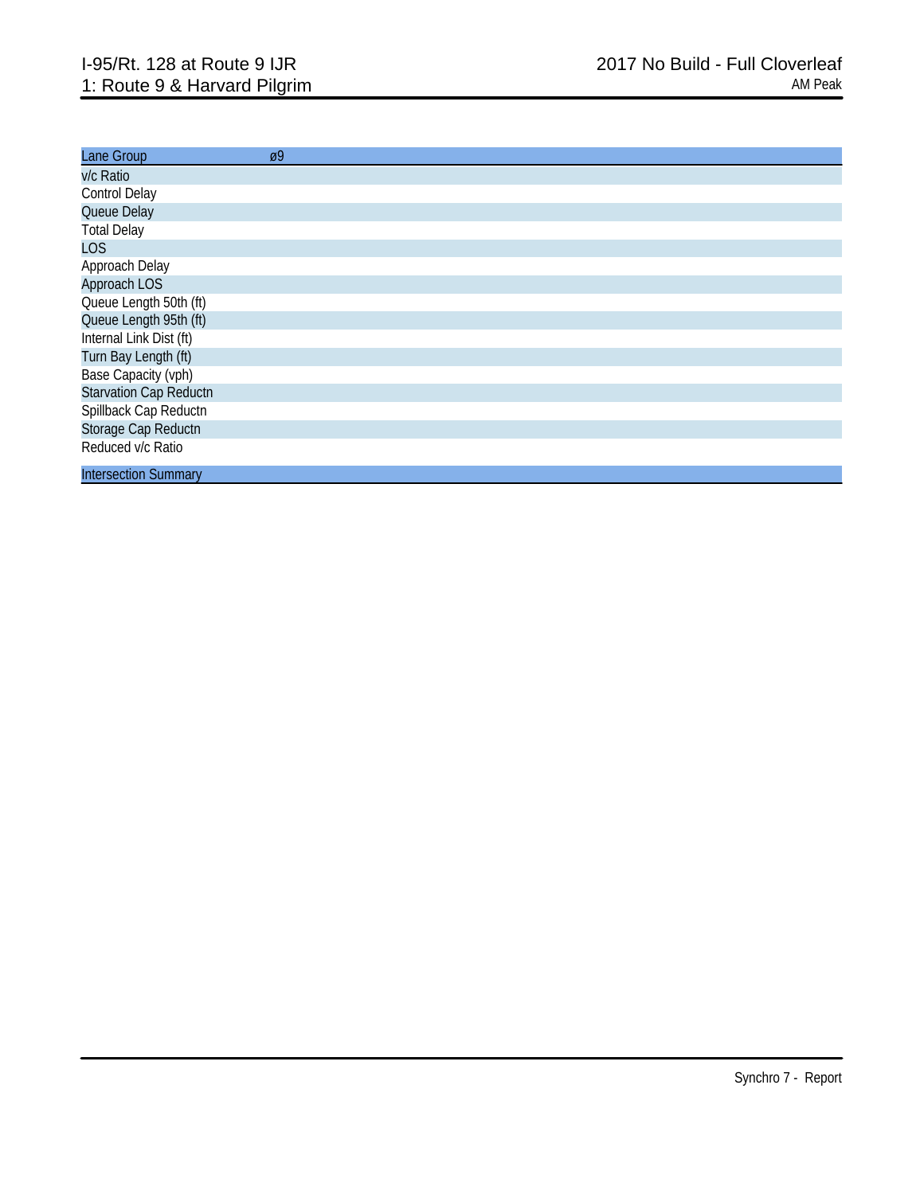| Lane Group | ø9 |
| --- | --- |
| v/c Ratio | |
| Control Delay | |
| Queue Delay | |
| Total Delay | |
| LOS | |
| Approach Delay | |
| Approach LOS | |
| Queue Length 50th (ft) | |
| Queue Length 95th (ft) | |
| Internal Link Dist (ft) | |
| Turn Bay Length (ft) | |
| Base Capacity (vph) | |
| Starvation Cap Reductn | |
| Spillback Cap Reductn | |
| Storage Cap Reductn | |
| Reduced v/c Ratio | |

| Intersection Summary |
| --- |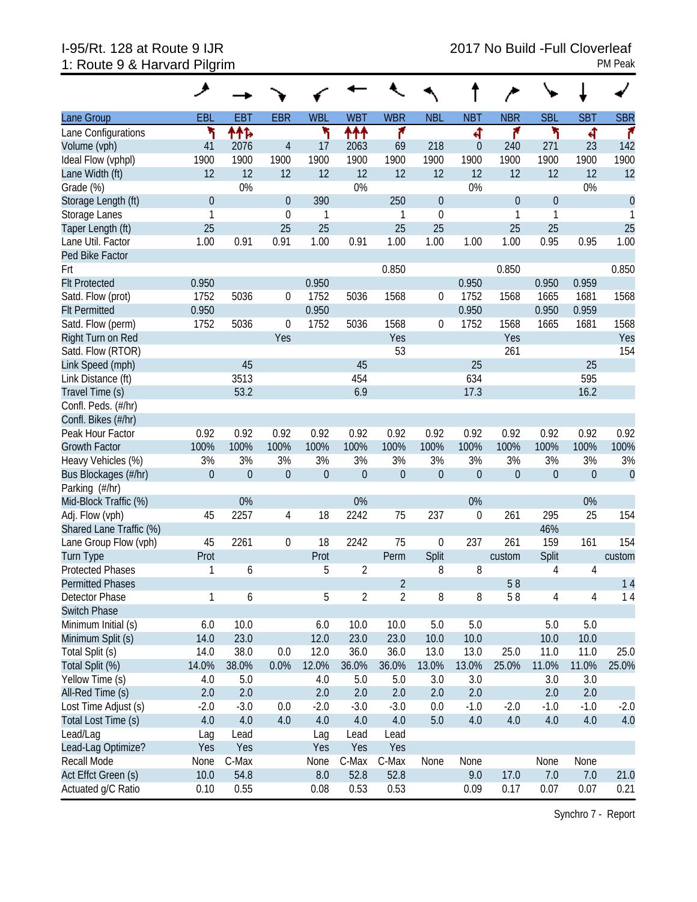I-95/Rt. 128 at Route 9 IJR
1: Route 9 & Harvard Pilgrim

2017 No Build -Full Cloverleaf
PM Peak

| Lane Group | EBL | EBT | EBR | WBL | WBT | WBR | NBL | NBT | NBR | SBL | SBT | SBR |
|---|---|---|---|---|---|---|---|---|---|---|---|---|
| Lane Configurations | | | | | | | | | | | | |
| Volume (vph) | 41 | 2076 | 4 | 17 | 2063 | 69 | 218 | 0 | 240 | 271 | 23 | 142 |
| Ideal Flow (vphpl) | 1900 | 1900 | 1900 | 1900 | 1900 | 1900 | 1900 | 1900 | 1900 | 1900 | 1900 | 1900 |
| Lane Width (ft) | 12 | 12 | 12 | 12 | 12 | 12 | 12 | 12 | 12 | 12 | 12 | 12 |
| Grade (%) | | 0% | | | 0% | | | 0% | | | 0% | |
| Storage Length (ft) | 0 | | 0 | 390 | | 250 | 0 | | 0 | 0 | | 0 |
| Storage Lanes | 1 | | 0 | 1 | | 1 | 0 | | 1 | 1 | | 1 |
| Taper Length (ft) | 25 | | 25 | 25 | | 25 | 25 | | 25 | 25 | | 25 |
| Lane Util. Factor | 1.00 | 0.91 | 0.91 | 1.00 | 0.91 | 1.00 | 1.00 | 1.00 | 1.00 | 0.95 | 0.95 | 1.00 |
| Ped Bike Factor | | | | | | | | | | | | |
| Frt | | | | | | 0.850 | | | 0.850 | | | 0.850 |
| Flt Protected | 0.950 | | | 0.950 | | | | 0.950 | | 0.950 | 0.959 | |
| Satd. Flow (prot) | 1752 | 5036 | 0 | 1752 | 5036 | 1568 | 0 | 1752 | 1568 | 1665 | 1681 | 1568 |
| Flt Permitted | 0.950 | | | 0.950 | | | | 0.950 | | 0.950 | 0.959 | |
| Satd. Flow (perm) | 1752 | 5036 | 0 | 1752 | 5036 | 1568 | 0 | 1752 | 1568 | 1665 | 1681 | 1568 |
| Right Turn on Red | | | Yes | | | Yes | | | Yes | | | Yes |
| Satd. Flow (RTOR) | | | | | | 53 | | | 261 | | | 154 |
| Link Speed (mph) | | 45 | | | 45 | | | 25 | | | 25 | |
| Link Distance (ft) | | 3513 | | | 454 | | | 634 | | | 595 | |
| Travel Time (s) | | 53.2 | | | 6.9 | | | 17.3 | | | 16.2 | |
| Confl. Peds. (#/hr) | | | | | | | | | | | | |
| Confl. Bikes (#/hr) | | | | | | | | | | | | |
| Peak Hour Factor | 0.92 | 0.92 | 0.92 | 0.92 | 0.92 | 0.92 | 0.92 | 0.92 | 0.92 | 0.92 | 0.92 | 0.92 |
| Growth Factor | 100% | 100% | 100% | 100% | 100% | 100% | 100% | 100% | 100% | 100% | 100% | 100% |
| Heavy Vehicles (%) | 3% | 3% | 3% | 3% | 3% | 3% | 3% | 3% | 3% | 3% | 3% | 3% |
| Bus Blockages (#/hr) | 0 | 0 | 0 | 0 | 0 | 0 | 0 | 0 | 0 | 0 | 0 | 0 |
| Parking (#/hr) | | | | | | | | | | | | |
| Mid-Block Traffic (%) | | 0% | | | 0% | | | 0% | | | 0% | |
| Adj. Flow (vph) | 45 | 2257 | 4 | 18 | 2242 | 75 | 237 | 0 | 261 | 295 | 25 | 154 |
| Shared Lane Traffic (%) | | | | | | | | | | 46% | | |
| Lane Group Flow (vph) | 45 | 2261 | 0 | 18 | 2242 | 75 | 0 | 237 | 261 | 159 | 161 | 154 |
| Turn Type | Prot | | | Prot | | Perm | Split | | custom | Split | | custom |
| Protected Phases | 1 | 6 | | 5 | 2 | | 8 | 8 | | 4 | 4 | |
| Permitted Phases | | | | | | 2 | | | 5 8 | | | 1 4 |
| Detector Phase | 1 | 6 | | 5 | 2 | 2 | 8 | 8 | 5 8 | 4 | 4 | 1 4 |
| Switch Phase | | | | | | | | | | | | |
| Minimum Initial (s) | 6.0 | 10.0 | | 6.0 | 10.0 | 10.0 | 5.0 | 5.0 | | 5.0 | 5.0 | |
| Minimum Split (s) | 14.0 | 23.0 | | 12.0 | 23.0 | 23.0 | 10.0 | 10.0 | | 10.0 | 10.0 | |
| Total Split (s) | 14.0 | 38.0 | 0.0 | 12.0 | 36.0 | 36.0 | 13.0 | 13.0 | 25.0 | 11.0 | 11.0 | 25.0 |
| Total Split (%) | 14.0% | 38.0% | 0.0% | 12.0% | 36.0% | 36.0% | 13.0% | 13.0% | 25.0% | 11.0% | 11.0% | 25.0% |
| Yellow Time (s) | 4.0 | 5.0 | | 4.0 | 5.0 | 5.0 | 3.0 | 3.0 | | 3.0 | 3.0 | |
| All-Red Time (s) | 2.0 | 2.0 | | 2.0 | 2.0 | 2.0 | 2.0 | 2.0 | | 2.0 | 2.0 | |
| Lost Time Adjust (s) | -2.0 | -3.0 | 0.0 | -2.0 | -3.0 | -3.0 | 0.0 | -1.0 | -2.0 | -1.0 | -1.0 | -2.0 |
| Total Lost Time (s) | 4.0 | 4.0 | 4.0 | 4.0 | 4.0 | 4.0 | 5.0 | 4.0 | 4.0 | 4.0 | 4.0 | 4.0 |
| Lead/Lag | Lag | Lead | | Lag | Lead | Lead | | | | | | |
| Lead-Lag Optimize? | Yes | Yes | | Yes | Yes | Yes | | | | | | |
| Recall Mode | None | C-Max | | None | C-Max | C-Max | None | None | | None | None | |
| Act Effct Green (s) | 10.0 | 54.8 | | 8.0 | 52.8 | 52.8 | | 9.0 | 17.0 | 7.0 | 7.0 | 21.0 |
| Actuated g/C Ratio | 0.10 | 0.55 | | 0.08 | 0.53 | 0.53 | | 0.09 | 0.17 | 0.07 | 0.07 | 0.21 |

Synchro 7 - Report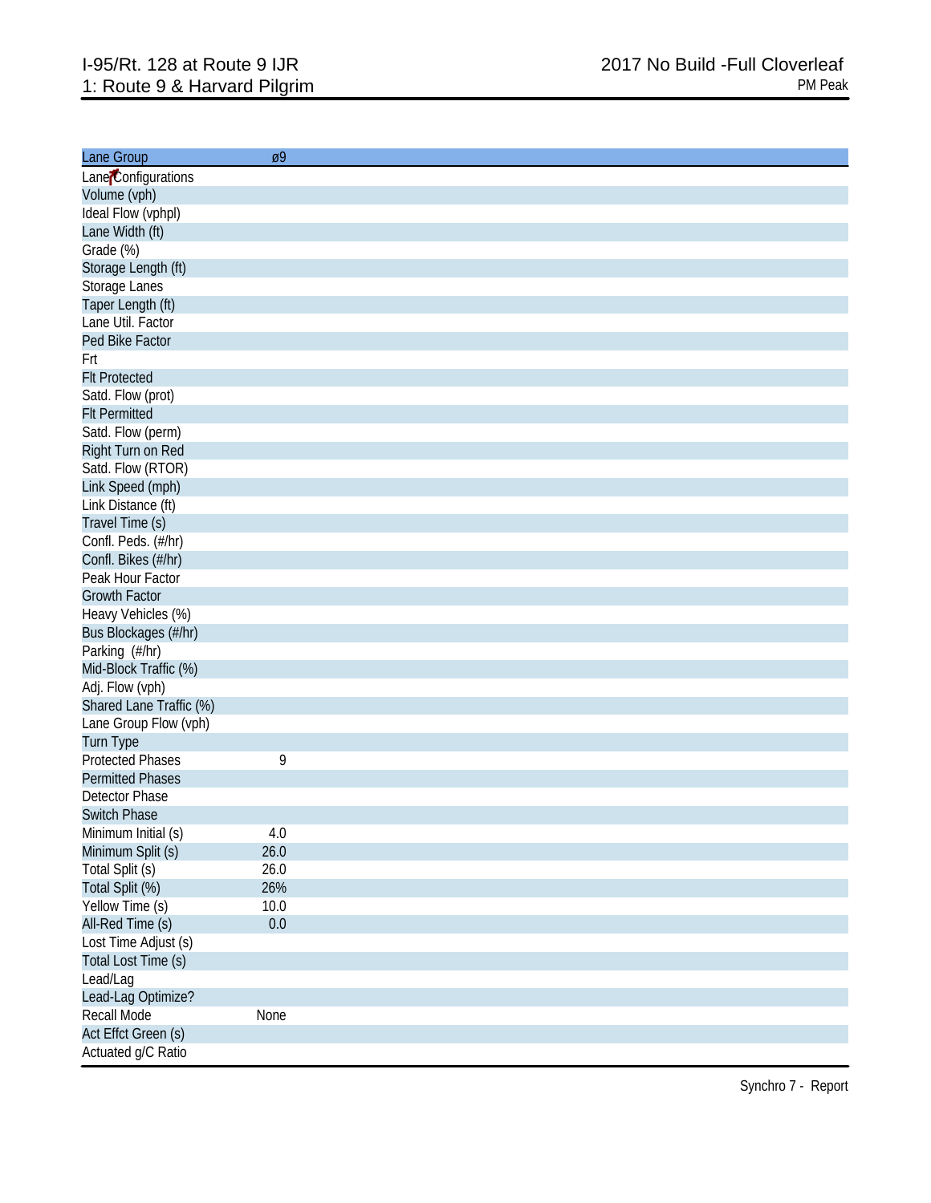# I-95/Rt. 128 at Route 9 IJR
## 1: Route 9 & Harvard Pilgrim

2017 No Build -Full Cloverleaf
PM Peak

| Lane Group | ø9 |
|---|---|
| Lane Configurations | |
| Volume (vph) | |
| Ideal Flow (vphpl) | |
| Lane Width (ft) | |
| Grade (%) | |
| Storage Length (ft) | |
| Storage Lanes | |
| Taper Length (ft) | |
| Lane Util. Factor | |
| Ped Bike Factor | |
| Frt | |
| Flt Protected | |
| Satd. Flow (prot) | |
| Flt Permitted | |
| Satd. Flow (perm) | |
| Right Turn on Red | |
| Satd. Flow (RTOR) | |
| Link Speed (mph) | |
| Link Distance (ft) | |
| Travel Time (s) | |
| Confl. Peds. (#/hr) | |
| Confl. Bikes (#/hr) | |
| Peak Hour Factor | |
| Growth Factor | |
| Heavy Vehicles (%) | |
| Bus Blockages (#/hr) | |
| Parking (#/hr) | |
| Mid-Block Traffic (%) | |
| Adj. Flow (vph) | |
| Shared Lane Traffic (%) | |
| Lane Group Flow (vph) | |
| Turn Type | |
| Protected Phases | 9 |
| Permitted Phases | |
| Detector Phase | |
| Switch Phase | |
| Minimum Initial (s) | 4.0 |
| Minimum Split (s) | 26.0 |
| Total Split (s) | 26.0 |
| Total Split (%) | 26% |
| Yellow Time (s) | 10.0 |
| All-Red Time (s) | 0.0 |
| Lost Time Adjust (s) | |
| Total Lost Time (s) | |
| Lead/Lag | |
| Lead-Lag Optimize? | |
| Recall Mode | None |
| Act Effct Green (s) | |
| Actuated g/C Ratio | |

Synchro 7 - Report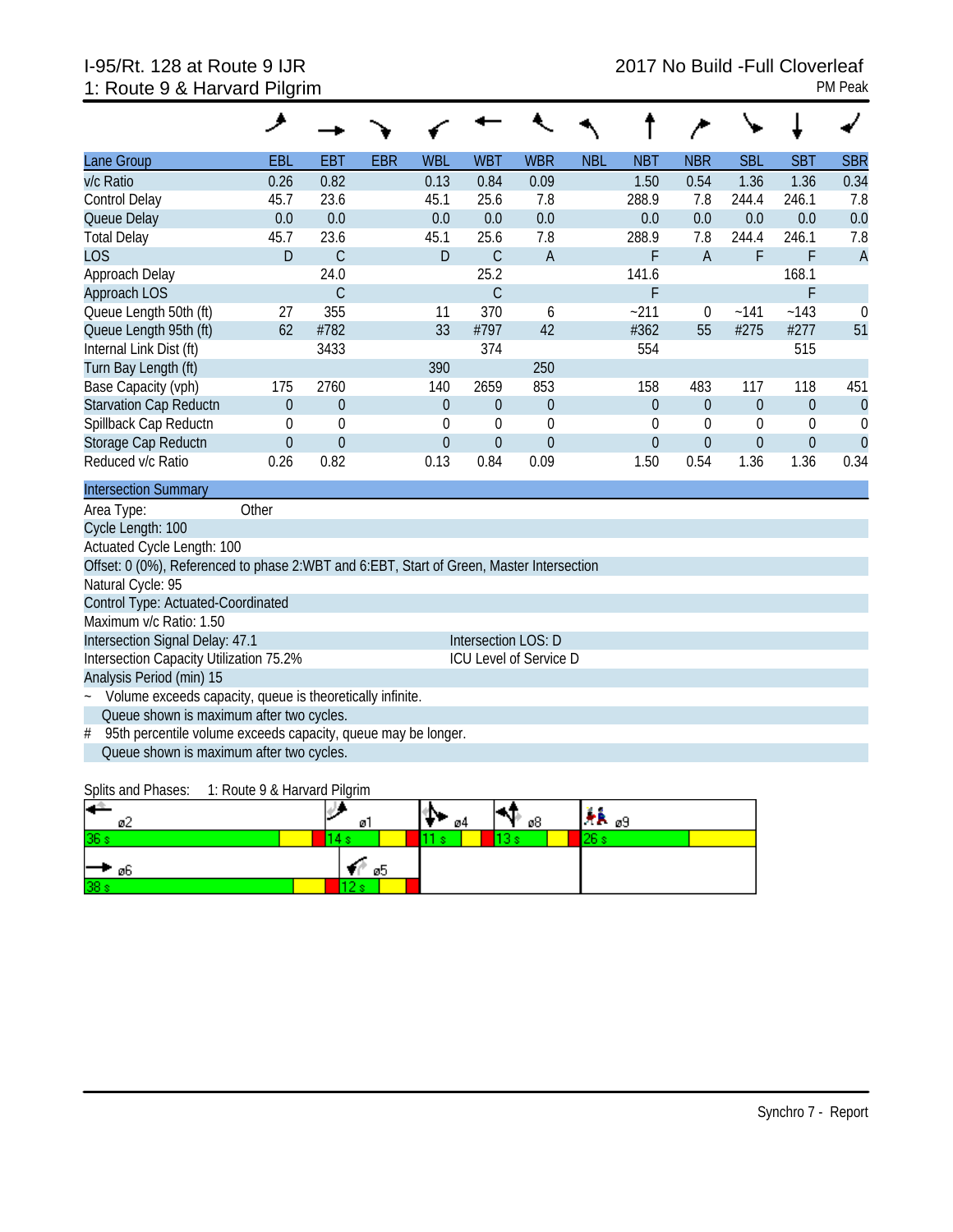I-95/Rt. 128 at Route 9 IJR
1: Route 9 & Harvard Pilgrim

2017 No Build -Full Cloverleaf
PM Peak

| Lane Group | EBL | EBT | EBR | WBL | WBT | WBR | NBL | NBT | NBR | SBL | SBT | SBR |
|---|---|---|---|---|---|---|---|---|---|---|---|---|
| v/c Ratio | 0.26 | 0.82 | | 0.13 | 0.84 | 0.09 | | 1.50 | 0.54 | 1.36 | 1.36 | 0.34 |
| Control Delay | 45.7 | 23.6 | | 45.1 | 25.6 | 7.8 | | 288.9 | 7.8 | 244.4 | 246.1 | 7.8 |
| Queue Delay | 0.0 | 0.0 | | 0.0 | 0.0 | 0.0 | | 0.0 | 0.0 | 0.0 | 0.0 | 0.0 |
| Total Delay | 45.7 | 23.6 | | 45.1 | 25.6 | 7.8 | | 288.9 | 7.8 | 244.4 | 246.1 | 7.8 |
| LOS | D | C | | D | C | A | | F | A | F | F | A |
| Approach Delay | | 24.0 | | | 25.2 | | | 141.6 | | | 168.1 | |
| Approach LOS | | C | | | C | | | F | | | F | |
| Queue Length 50th (ft) | 27 | 355 | | 11 | 370 | 6 | | ~211 | 0 | ~141 | ~143 | 0 |
| Queue Length 95th (ft) | 62 | #782 | | 33 | #797 | 42 | | #362 | 55 | #275 | #277 | 51 |
| Internal Link Dist (ft) | | 3433 | | | 374 | | | 554 | | | 515 | |
| Turn Bay Length (ft) | | | | 390 | | 250 | | | | | | |
| Base Capacity (vph) | 175 | 2760 | | 140 | 2659 | 853 | | 158 | 483 | 117 | 118 | 451 |
| Starvation Cap Reductn | 0 | 0 | | 0 | 0 | 0 | | 0 | 0 | 0 | 0 | 0 |
| Spillback Cap Reductn | 0 | 0 | | 0 | 0 | 0 | | 0 | 0 | 0 | 0 | 0 |
| Storage Cap Reductn | 0 | 0 | | 0 | 0 | 0 | | 0 | 0 | 0 | 0 | 0 |
| Reduced v/c Ratio | 0.26 | 0.82 | | 0.13 | 0.84 | 0.09 | | 1.50 | 0.54 | 1.36 | 1.36 | 0.34 |

**Intersection Summary**

Area Type: Other

Cycle Length: 100

Actuated Cycle Length: 100

Offset: 0 (0%), Referenced to phase 2:WBT and 6:EBT, Start of Green, Master Intersection

Natural Cycle: 95

Control Type: Actuated-Coordinated

Maximum v/c Ratio: 1.50

Intersection Signal Delay: 47.1 — Intersection LOS: D

Intersection Capacity Utilization 75.2% — ICU Level of Service D

Analysis Period (min) 15

~ Volume exceeds capacity, queue is theoretically infinite.
Queue shown is maximum after two cycles.

# 95th percentile volume exceeds capacity, queue may be longer.
Queue shown is maximum after two cycles.

Splits and Phases: 1: Route 9 & Harvard Pilgrim

| ø2 | ø1 | ø4 | ø8 | ø9 |
|---|---|---|---|---|
| 36 s | 14 s | 11 s | 13 s | 26 s |
| ø6 | ø5 | | | |
| 38 s | 12 s | | | |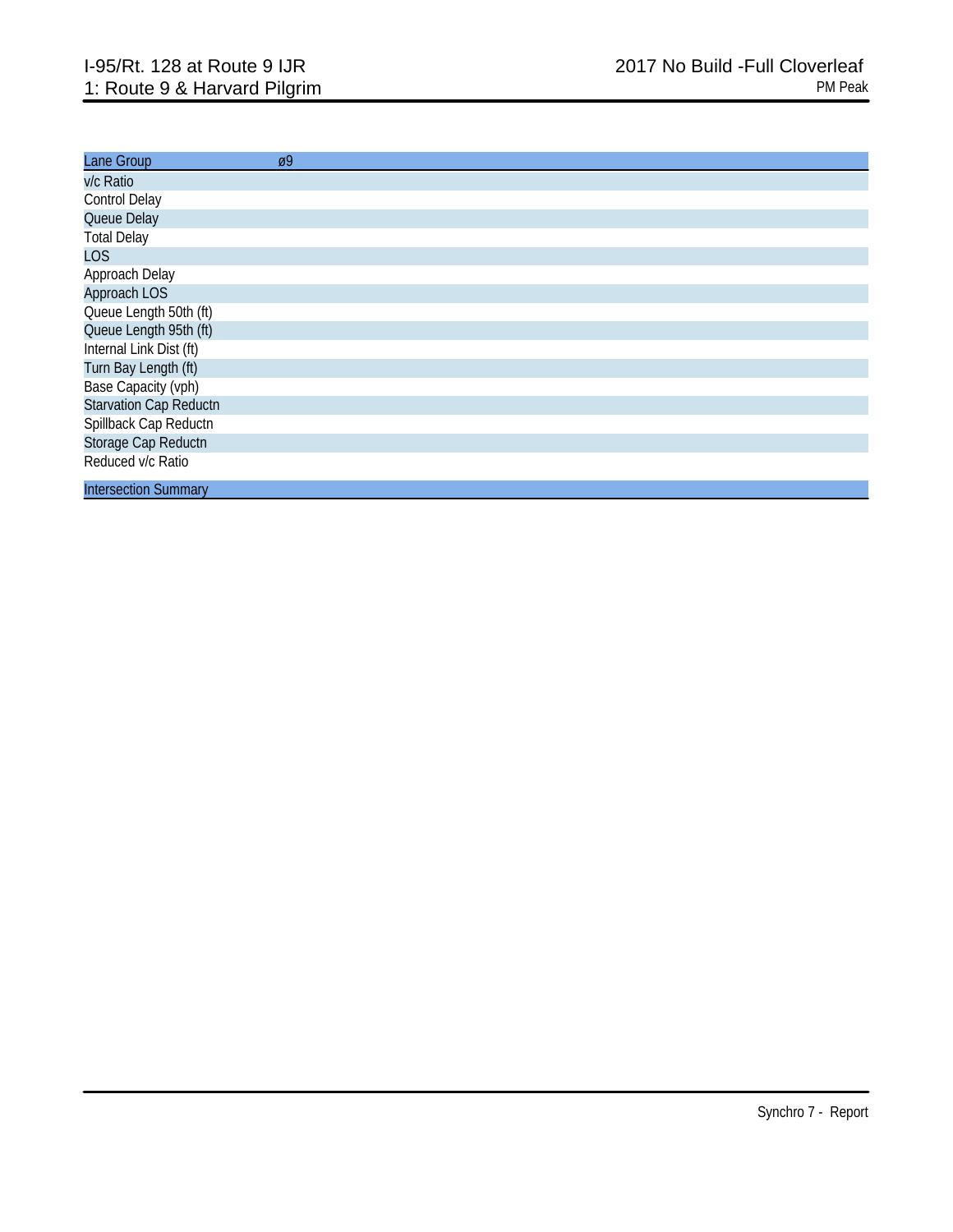| Lane Group | ø9 |
| --- | --- |
| v/c Ratio | |
| Control Delay | |
| Queue Delay | |
| Total Delay | |
| LOS | |
| Approach Delay | |
| Approach LOS | |
| Queue Length 50th (ft) | |
| Queue Length 95th (ft) | |
| Internal Link Dist (ft) | |
| Turn Bay Length (ft) | |
| Base Capacity (vph) | |
| Starvation Cap Reductn | |
| Spillback Cap Reductn | |
| Storage Cap Reductn | |
| Reduced v/c Ratio | |

| Intersection Summary |
| --- |